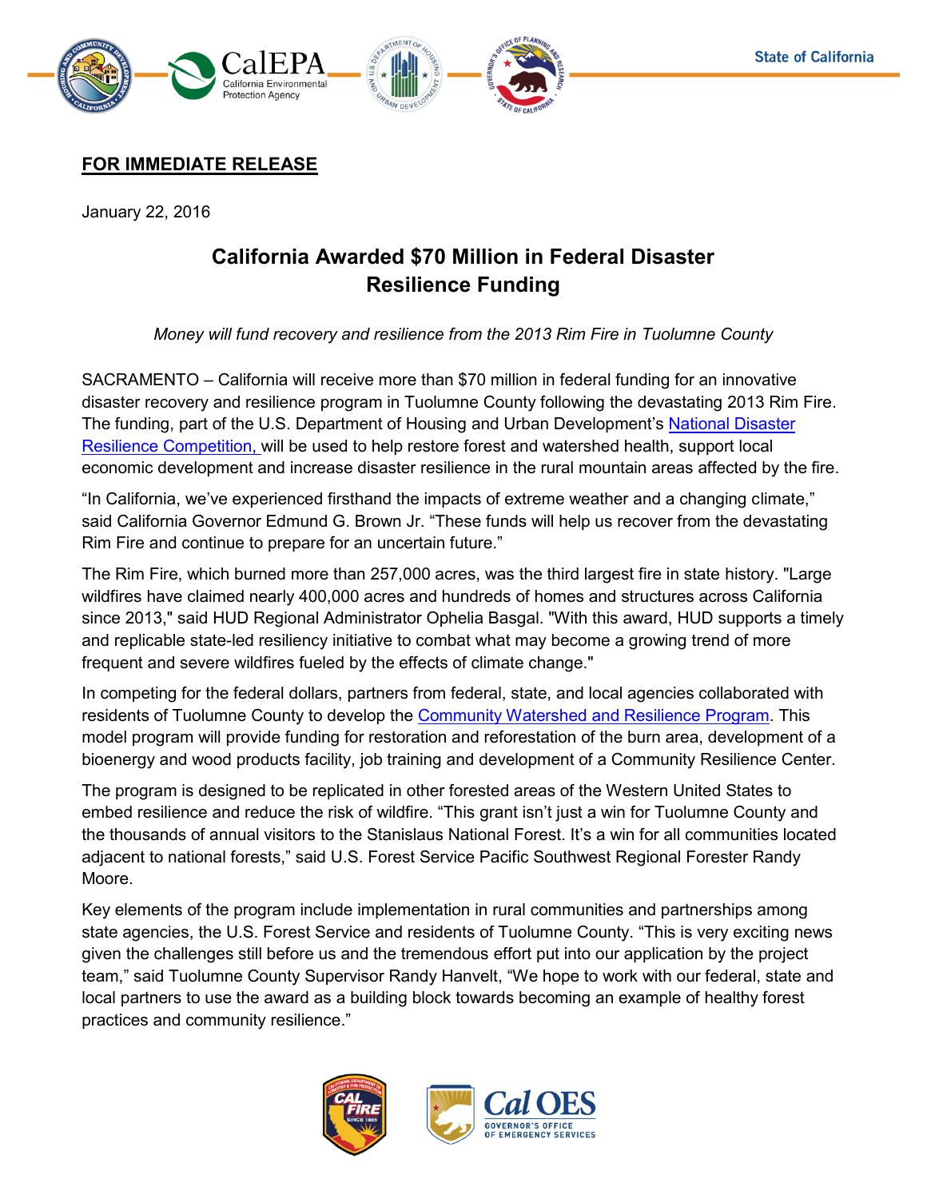State of California

**FOR IMMEDIATE RELEASE**

January 22, 2016

# California Awarded $70 Million in Federal Disaster Resilience Funding

*Money will fund recovery and resilience from the 2013 Rim Fire in Tuolumne County*

SACRAMENTO – California will receive more than $70 million in federal funding for an innovative disaster recovery and resilience program in Tuolumne County following the devastating 2013 Rim Fire. The funding, part of the U.S. Department of Housing and Urban Development's National Disaster Resilience Competition, will be used to help restore forest and watershed health, support local economic development and increase disaster resilience in the rural mountain areas affected by the fire.

"In California, we've experienced firsthand the impacts of extreme weather and a changing climate," said California Governor Edmund G. Brown Jr. "These funds will help us recover from the devastating Rim Fire and continue to prepare for an uncertain future."

The Rim Fire, which burned more than 257,000 acres, was the third largest fire in state history. "Large wildfires have claimed nearly 400,000 acres and hundreds of homes and structures across California since 2013," said HUD Regional Administrator Ophelia Basgal. "With this award, HUD supports a timely and replicable state-led resiliency initiative to combat what may become a growing trend of more frequent and severe wildfires fueled by the effects of climate change."

In competing for the federal dollars, partners from federal, state, and local agencies collaborated with residents of Tuolumne County to develop the Community Watershed and Resilience Program. This model program will provide funding for restoration and reforestation of the burn area, development of a bioenergy and wood products facility, job training and development of a Community Resilience Center.

The program is designed to be replicated in other forested areas of the Western United States to embed resilience and reduce the risk of wildfire. "This grant isn't just a win for Tuolumne County and the thousands of annual visitors to the Stanislaus National Forest. It's a win for all communities located adjacent to national forests," said U.S. Forest Service Pacific Southwest Regional Forester Randy Moore.

Key elements of the program include implementation in rural communities and partnerships among state agencies, the U.S. Forest Service and residents of Tuolumne County. "This is very exciting news given the challenges still before us and the tremendous effort put into our application by the project team," said Tuolumne County Supervisor Randy Hanvelt, "We hope to work with our federal, state and local partners to use the award as a building block towards becoming an example of healthy forest practices and community resilience."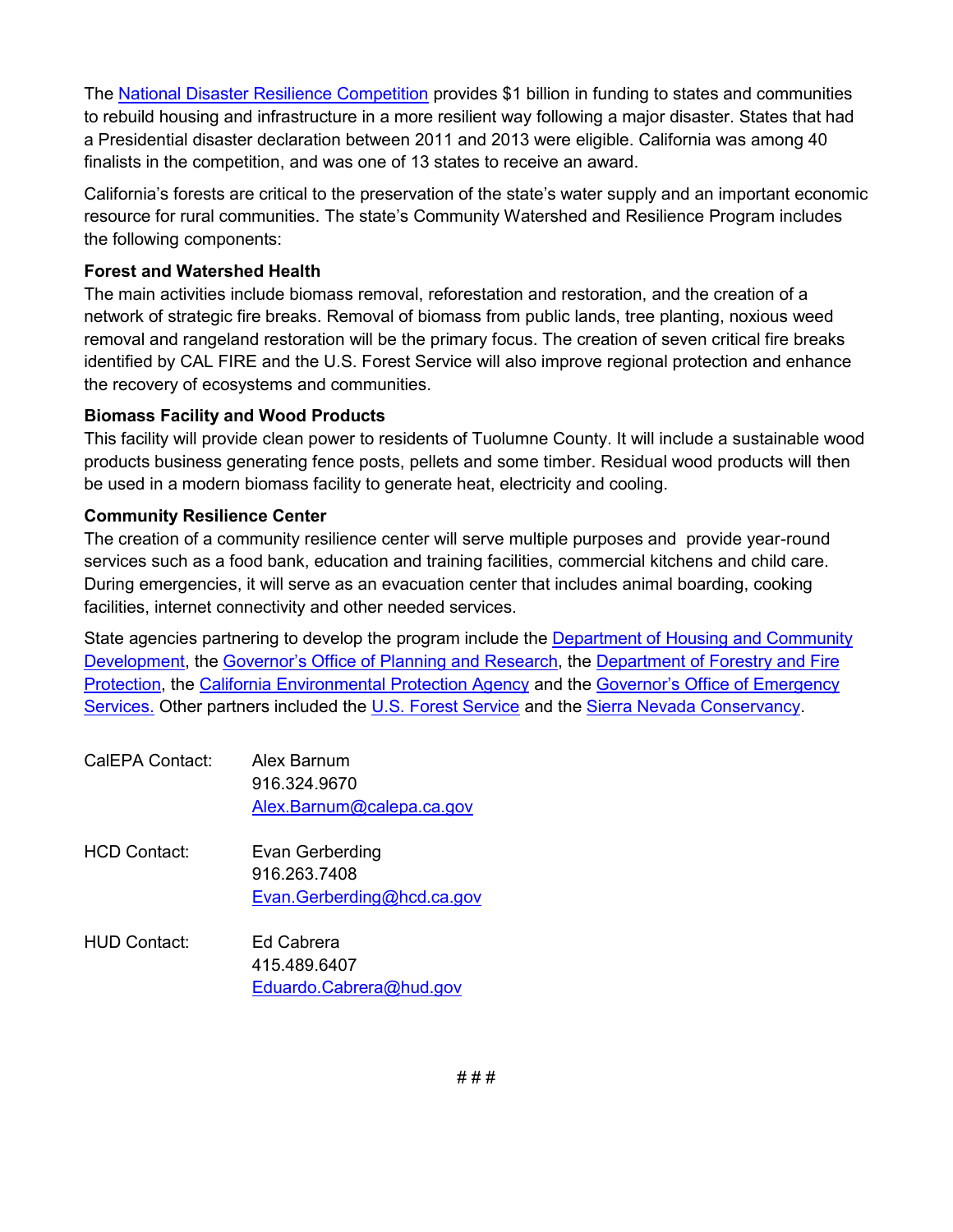The National Disaster Resilience Competition provides $1 billion in funding to states and communities to rebuild housing and infrastructure in a more resilient way following a major disaster. States that had a Presidential disaster declaration between 2011 and 2013 were eligible. California was among 40 finalists in the competition, and was one of 13 states to receive an award.

California's forests are critical to the preservation of the state's water supply and an important economic resource for rural communities. The state's Community Watershed and Resilience Program includes the following components:

**Forest and Watershed Health**
The main activities include biomass removal, reforestation and restoration, and the creation of a network of strategic fire breaks. Removal of biomass from public lands, tree planting, noxious weed removal and rangeland restoration will be the primary focus. The creation of seven critical fire breaks identified by CAL FIRE and the U.S. Forest Service will also improve regional protection and enhance the recovery of ecosystems and communities.

**Biomass Facility and Wood Products**
This facility will provide clean power to residents of Tuolumne County. It will include a sustainable wood products business generating fence posts, pellets and some timber. Residual wood products will then be used in a modern biomass facility to generate heat, electricity and cooling.

**Community Resilience Center**
The creation of a community resilience center will serve multiple purposes and provide year-round services such as a food bank, education and training facilities, commercial kitchens and child care. During emergencies, it will serve as an evacuation center that includes animal boarding, cooking facilities, internet connectivity and other needed services.

State agencies partnering to develop the program include the Department of Housing and Community Development, the Governor's Office of Planning and Research, the Department of Forestry and Fire Protection, the California Environmental Protection Agency and the Governor's Office of Emergency Services. Other partners included the U.S. Forest Service and the Sierra Nevada Conservancy.

CalEPA Contact: Alex Barnum
916.324.9670
Alex.Barnum@calepa.ca.gov

HCD Contact: Evan Gerberding
916.263.7408
Evan.Gerberding@hcd.ca.gov

HUD Contact: Ed Cabrera
415.489.6407
Eduardo.Cabrera@hud.gov

# # #